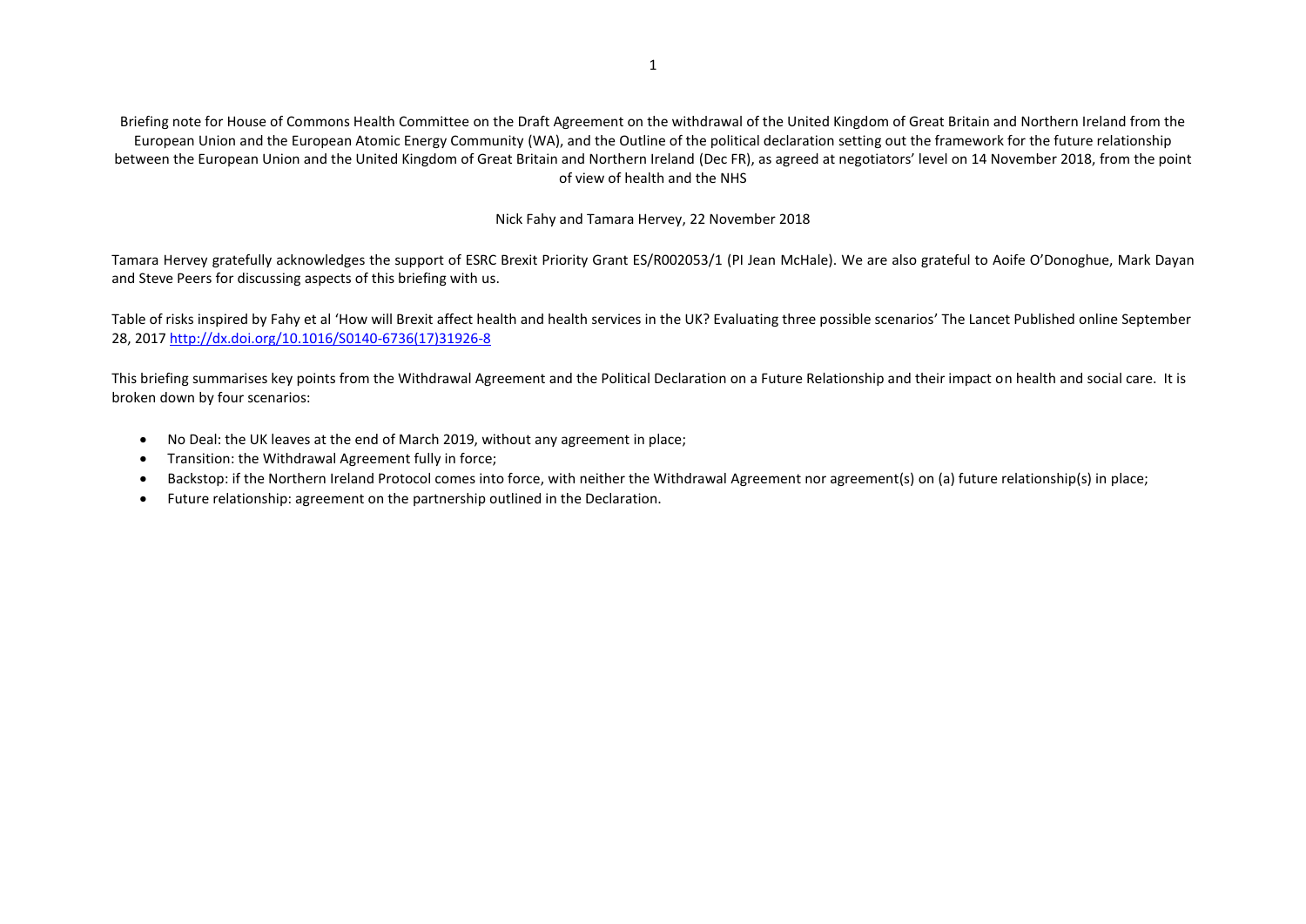Briefing note for House of Commons Health Committee on the Draft Agreement on the withdrawal of the United Kingdom of Great Britain and Northern Ireland from the European Union and the European Atomic Energy Community (WA), and the Outline of the political declaration setting out the framework for the future relationship between the European Union and the United Kingdom of Great Britain and Northern Ireland (Dec FR), as agreed at negotiators' level on 14 November 2018, from the point of view of health and the NHS

Nick Fahy and Tamara Hervey, 22 November 2018

Tamara Hervey gratefully acknowledges the support of ESRC Brexit Priority Grant ES/R002053/1 (PI Jean McHale). We are also grateful to Aoife O'Donoghue, Mark Dayan and Steve Peers for discussing aspects of this briefing with us.

Table of risks inspired by Fahy et al 'How will Brexit affect health and health services in the UK? Evaluating three possible scenarios' The Lancet Published online September 28, 2017 [http://dx.doi.org/10.1016/S0140-6736(17)31926-8](http://dx.doi.org/10.1016/S0140-6736(17)31926-8)

This briefing summarises key points from the Withdrawal Agreement and the Political Declaration on a Future Relationship and their impact on health and social care. It is broken down by four scenarios:

- No Deal: the UK leaves at the end of March 2019, without any agreement in place;
- Transition: the Withdrawal Agreement fully in force;
- Backstop: if the Northern Ireland Protocol comes into force, with neither the Withdrawal Agreement nor agreement(s) on (a) future relationship(s) in place;
- Future relationship: agreement on the partnership outlined in the Declaration.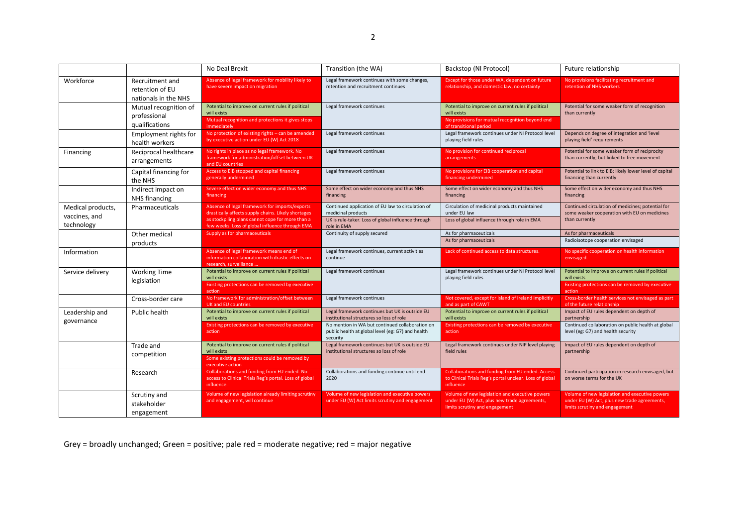| | | No Deal Brexit | Transition (the WA) | Backstop (NI Protocol) | Future relationship |
|---|---|---|---|---|---|
| Workforce | Recruitment and retention of EU nationals in the NHS | Absence of legal framework for mobility likely to have severe impact on migration | Legal framework continues with some changes, retention and recruitment continues | Except for those under WA, dependent on future relationship, and domestic law, no certainty | No provisions facilitating recruitment and retention of NHS workers |
| | Mutual recognition of professional qualifications | Potential to improve on current rules if political will exists<br>Mutual recognition and protections it gives stops immediately | Legal framework continues | Potential to improve on current rules if political will exists<br>No provisions for mutual recognition beyond end of transitional period | Potential for some weaker form of recognition than currently |
| | Employment rights for health workers | No protection of existing rights – can be amended by executive action under EU (W) Act 2018 | Legal framework continues | Legal framework continues under NI Protocol level playing field rules | Depends on degree of integration and 'level playing field' requirements |
| Financing | Reciprocal healthcare arrangements | No rights in place as no legal framework. No framework for administration/offset between UK and EU countries | Legal framework continues | No provision for continued reciprocal arrangements | Potential for some weaker form of reciprocity than currently; but linked to free movement |
| | Capital financing for the NHS | Access to EIB stopped and capital financing generally undermined | Legal framework continues | No provisions for EIB cooperation and capital financing undermined | Potential to link to EIB; likely lower level of capital financing than currently |
| | Indirect impact on NHS financing | Severe effect on wider economy and thus NHS financing | Some effect on wider economy and thus NHS financing | Some effect on wider economy and thus NHS financing | Some effect on wider economy and thus NHS financing |
| Medical products, vaccines, and technology | Pharmaceuticals | Absence of legal framework for imports/exports drastically affects supply chains. Likely shortages as stockpiling plans cannot cope for more than a few weeks. Loss of global influence through EMA | Continued application of EU law to circulation of medicinal products<br>UK is rule-taker. Loss of global influence through role in EMA | Circulation of medicinal products maintained under EU law<br>Loss of global influence through role in EMA | Continued circulation of medicines; potential for some weaker cooperation with EU on medicines than currently |
| | Other medical products | Supply as for pharmaceuticals | Continuity of supply secured | As for pharmaceuticals<br>As for pharmaceuticals | As for pharmaceuticals<br>Radioisotope cooperation envisaged |
| Information | | Absence of legal framework means end of information collaboration with drastic effects on research, surveillance … | Legal framework continues, current activities continue | Lack of continued access to data structures. | No specific cooperation on health information envisaged. |
| Service delivery | Working Time legislation | Potential to improve on current rules if political will exists<br>Existing protections can be removed by executive action | Legal framework continues | Legal framework continues under NI Protocol level playing field rules | Potential to improve on current rules if political will exists<br>Existing protections can be removed by executive action |
| | Cross-border care | No framework for administration/offset between UK and EU countries | Legal framework continues | Not covered, except for island of Ireland implicitly and as part of CAWT | Cross-border health services not envisaged as part of the future relationship |
| Leadership and governance | Public health | Potential to improve on current rules if political will exists<br>Existing protections can be removed by executive action | Legal framework continues but UK is outside EU institutional structures so loss of role<br>No mention in WA but continued collaboration on public health at global level (eg: G7) and health security | Potential to improve on current rules if political will exists<br>Existing protections can be removed by executive action | Impact of EU rules dependent on depth of partnership<br>Continued collaboration on public health at global level (eg: G7) and health security |
| | Trade and competition | Potential to improve on current rules if political will exists<br>Some existing protections could be removed by executive action | Legal framework continues but UK is outside EU institutional structures so loss of role | Legal framework continues under NIP level playing field rules | Impact of EU rules dependent on depth of partnership |
| | Research | Collaborations and funding from EU ended. No access to Clinical Trials Reg's portal. Loss of global influence. | Collaborations and funding continue until end 2020 | Collaborations and funding from EU ended. Access to Clinical Trials Reg's portal unclear. Loss of global influence | Continued participation in research envisaged, but on worse terms for the UK |
| | Scrutiny and stakeholder engagement | Volume of new legislation already limiting scrutiny and engagement, will continue | Volume of new legislation and executive powers under EU (W) Act limits scrutiny and engagement | Volume of new legislation and executive powers under EU (W) Act, plus new trade agreements, limits scrutiny and engagement | Volume of new legislation and executive powers under EU (W) Act, plus new trade agreements, limits scrutiny and engagement |

Grey = broadly unchanged; Green = positive; pale red = moderate negative; red = major negative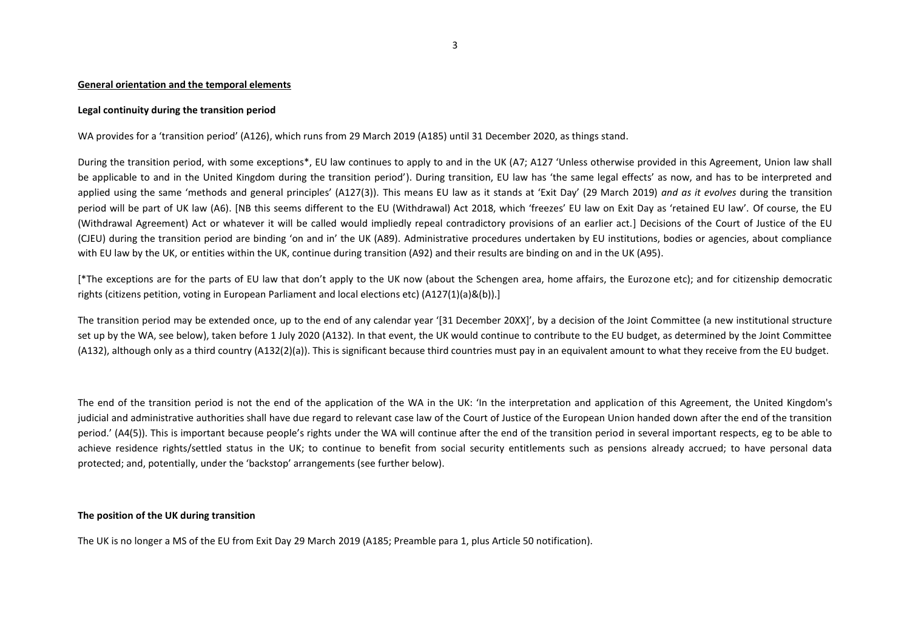**General orientation and the temporal elements**

**Legal continuity during the transition period**

WA provides for a 'transition period' (A126), which runs from 29 March 2019 (A185) until 31 December 2020, as things stand.

During the transition period, with some exceptions*, EU law continues to apply to and in the UK (A7; A127 'Unless otherwise provided in this Agreement, Union law shall be applicable to and in the United Kingdom during the transition period'). During transition, EU law has 'the same legal effects' as now, and has to be interpreted and applied using the same 'methods and general principles' (A127(3)). This means EU law as it stands at 'Exit Day' (29 March 2019) *and as it evolves* during the transition period will be part of UK law (A6). [NB this seems different to the EU (Withdrawal) Act 2018, which 'freezes' EU law on Exit Day as 'retained EU law'. Of course, the EU (Withdrawal Agreement) Act or whatever it will be called would impliedly repeal contradictory provisions of an earlier act.] Decisions of the Court of Justice of the EU (CJEU) during the transition period are binding 'on and in' the UK (A89). Administrative procedures undertaken by EU institutions, bodies or agencies, about compliance with EU law by the UK, or entities within the UK, continue during transition (A92) and their results are binding on and in the UK (A95).

[*The exceptions are for the parts of EU law that don't apply to the UK now (about the Schengen area, home affairs, the Eurozone etc); and for citizenship democratic rights (citizens petition, voting in European Parliament and local elections etc) (A127(1)(a)&(b)).]

The transition period may be extended once, up to the end of any calendar year '[31 December 20XX]', by a decision of the Joint Committee (a new institutional structure set up by the WA, see below), taken before 1 July 2020 (A132). In that event, the UK would continue to contribute to the EU budget, as determined by the Joint Committee (A132), although only as a third country (A132(2)(a)). This is significant because third countries must pay in an equivalent amount to what they receive from the EU budget.

The end of the transition period is not the end of the application of the WA in the UK: 'In the interpretation and application of this Agreement, the United Kingdom's judicial and administrative authorities shall have due regard to relevant case law of the Court of Justice of the European Union handed down after the end of the transition period.' (A4(5)). This is important because people's rights under the WA will continue after the end of the transition period in several important respects, eg to be able to achieve residence rights/settled status in the UK; to continue to benefit from social security entitlements such as pensions already accrued; to have personal data protected; and, potentially, under the 'backstop' arrangements (see further below).

**The position of the UK during transition**

The UK is no longer a MS of the EU from Exit Day 29 March 2019 (A185; Preamble para 1, plus Article 50 notification).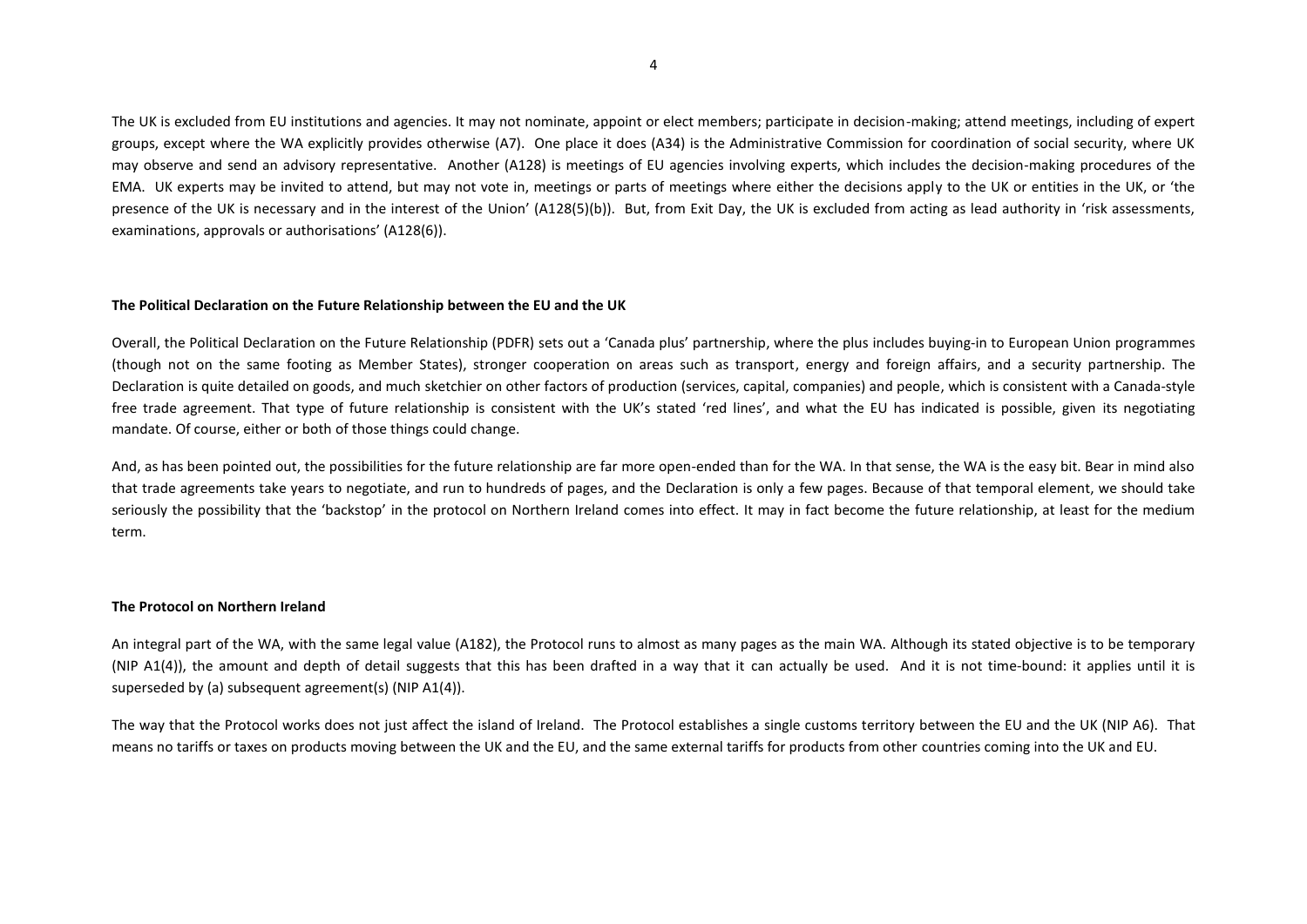The UK is excluded from EU institutions and agencies. It may not nominate, appoint or elect members; participate in decision-making; attend meetings, including of expert groups, except where the WA explicitly provides otherwise (A7). One place it does (A34) is the Administrative Commission for coordination of social security, where UK may observe and send an advisory representative. Another (A128) is meetings of EU agencies involving experts, which includes the decision-making procedures of the EMA. UK experts may be invited to attend, but may not vote in, meetings or parts of meetings where either the decisions apply to the UK or entities in the UK, or 'the presence of the UK is necessary and in the interest of the Union' (A128(5)(b)). But, from Exit Day, the UK is excluded from acting as lead authority in 'risk assessments, examinations, approvals or authorisations' (A128(6)).

**The Political Declaration on the Future Relationship between the EU and the UK**

Overall, the Political Declaration on the Future Relationship (PDFR) sets out a 'Canada plus' partnership, where the plus includes buying-in to European Union programmes (though not on the same footing as Member States), stronger cooperation on areas such as transport, energy and foreign affairs, and a security partnership. The Declaration is quite detailed on goods, and much sketchier on other factors of production (services, capital, companies) and people, which is consistent with a Canada-style free trade agreement. That type of future relationship is consistent with the UK's stated 'red lines', and what the EU has indicated is possible, given its negotiating mandate. Of course, either or both of those things could change.

And, as has been pointed out, the possibilities for the future relationship are far more open-ended than for the WA. In that sense, the WA is the easy bit. Bear in mind also that trade agreements take years to negotiate, and run to hundreds of pages, and the Declaration is only a few pages. Because of that temporal element, we should take seriously the possibility that the 'backstop' in the protocol on Northern Ireland comes into effect. It may in fact become the future relationship, at least for the medium term.

**The Protocol on Northern Ireland**

An integral part of the WA, with the same legal value (A182), the Protocol runs to almost as many pages as the main WA. Although its stated objective is to be temporary (NIP A1(4)), the amount and depth of detail suggests that this has been drafted in a way that it can actually be used. And it is not time-bound: it applies until it is superseded by (a) subsequent agreement(s) (NIP A1(4)).

The way that the Protocol works does not just affect the island of Ireland. The Protocol establishes a single customs territory between the EU and the UK (NIP A6). That means no tariffs or taxes on products moving between the UK and the EU, and the same external tariffs for products from other countries coming into the UK and EU.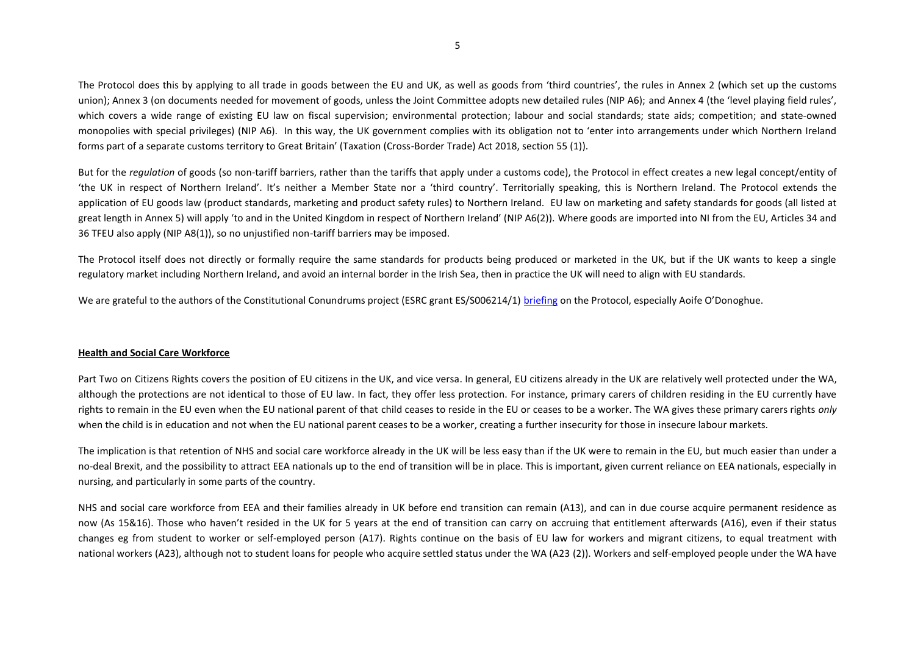The Protocol does this by applying to all trade in goods between the EU and UK, as well as goods from 'third countries', the rules in Annex 2 (which set up the customs union); Annex 3 (on documents needed for movement of goods, unless the Joint Committee adopts new detailed rules (NIP A6); and Annex 4 (the 'level playing field rules', which covers a wide range of existing EU law on fiscal supervision; environmental protection; labour and social standards; state aids; competition; and state-owned monopolies with special privileges) (NIP A6). In this way, the UK government complies with its obligation not to 'enter into arrangements under which Northern Ireland forms part of a separate customs territory to Great Britain' (Taxation (Cross-Border Trade) Act 2018, section 55 (1)).

But for the *regulation* of goods (so non-tariff barriers, rather than the tariffs that apply under a customs code), the Protocol in effect creates a new legal concept/entity of 'the UK in respect of Northern Ireland'. It's neither a Member State nor a 'third country'. Territorially speaking, this is Northern Ireland. The Protocol extends the application of EU goods law (product standards, marketing and product safety rules) to Northern Ireland. EU law on marketing and safety standards for goods (all listed at great length in Annex 5) will apply 'to and in the United Kingdom in respect of Northern Ireland' (NIP A6(2)). Where goods are imported into NI from the EU, Articles 34 and 36 TFEU also apply (NIP A8(1)), so no unjustified non-tariff barriers may be imposed.

The Protocol itself does not directly or formally require the same standards for products being produced or marketed in the UK, but if the UK wants to keep a single regulatory market including Northern Ireland, and avoid an internal border in the Irish Sea, then in practice the UK will need to align with EU standards.

We are grateful to the authors of the Constitutional Conundrums project (ESRC grant ES/S006214/1) briefing on the Protocol, especially Aoife O'Donoghue.

## Health and Social Care Workforce

Part Two on Citizens Rights covers the position of EU citizens in the UK, and vice versa. In general, EU citizens already in the UK are relatively well protected under the WA, although the protections are not identical to those of EU law. In fact, they offer less protection. For instance, primary carers of children residing in the EU currently have rights to remain in the EU even when the EU national parent of that child ceases to reside in the EU or ceases to be a worker. The WA gives these primary carers rights *only* when the child is in education and not when the EU national parent ceases to be a worker, creating a further insecurity for those in insecure labour markets.

The implication is that retention of NHS and social care workforce already in the UK will be less easy than if the UK were to remain in the EU, but much easier than under a no-deal Brexit, and the possibility to attract EEA nationals up to the end of transition will be in place. This is important, given current reliance on EEA nationals, especially in nursing, and particularly in some parts of the country.

NHS and social care workforce from EEA and their families already in UK before end transition can remain (A13), and can in due course acquire permanent residence as now (As 15&16). Those who haven't resided in the UK for 5 years at the end of transition can carry on accruing that entitlement afterwards (A16), even if their status changes eg from student to worker or self-employed person (A17). Rights continue on the basis of EU law for workers and migrant citizens, to equal treatment with national workers (A23), although not to student loans for people who acquire settled status under the WA (A23 (2)). Workers and self-employed people under the WA have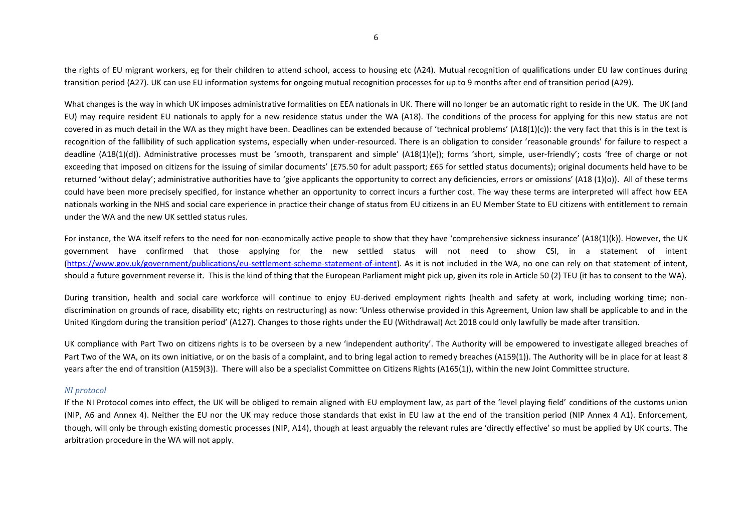the rights of EU migrant workers, eg for their children to attend school, access to housing etc (A24). Mutual recognition of qualifications under EU law continues during transition period (A27). UK can use EU information systems for ongoing mutual recognition processes for up to 9 months after end of transition period (A29).

What changes is the way in which UK imposes administrative formalities on EEA nationals in UK. There will no longer be an automatic right to reside in the UK. The UK (and EU) may require resident EU nationals to apply for a new residence status under the WA (A18). The conditions of the process for applying for this new status are not covered in as much detail in the WA as they might have been. Deadlines can be extended because of 'technical problems' (A18(1)(c)): the very fact that this is in the text is recognition of the fallibility of such application systems, especially when under-resourced. There is an obligation to consider 'reasonable grounds' for failure to respect a deadline (A18(1)(d)). Administrative processes must be 'smooth, transparent and simple' (A18(1)(e)); forms 'short, simple, user-friendly'; costs 'free of charge or not exceeding that imposed on citizens for the issuing of similar documents' (£75.50 for adult passport; £65 for settled status documents); original documents held have to be returned 'without delay'; administrative authorities have to 'give applicants the opportunity to correct any deficiencies, errors or omissions' (A18 (1)(o)). All of these terms could have been more precisely specified, for instance whether an opportunity to correct incurs a further cost. The way these terms are interpreted will affect how EEA nationals working in the NHS and social care experience in practice their change of status from EU citizens in an EU Member State to EU citizens with entitlement to remain under the WA and the new UK settled status rules.

For instance, the WA itself refers to the need for non-economically active people to show that they have 'comprehensive sickness insurance' (A18(1)(k)). However, the UK government have confirmed that those applying for the new settled status will not need to show CSI, in a statement of intent (https://www.gov.uk/government/publications/eu-settlement-scheme-statement-of-intent). As it is not included in the WA, no one can rely on that statement of intent, should a future government reverse it. This is the kind of thing that the European Parliament might pick up, given its role in Article 50 (2) TEU (it has to consent to the WA).

During transition, health and social care workforce will continue to enjoy EU-derived employment rights (health and safety at work, including working time; non-discrimination on grounds of race, disability etc; rights on restructuring) as now: 'Unless otherwise provided in this Agreement, Union law shall be applicable to and in the United Kingdom during the transition period' (A127). Changes to those rights under the EU (Withdrawal) Act 2018 could only lawfully be made after transition.

UK compliance with Part Two on citizens rights is to be overseen by a new 'independent authority'. The Authority will be empowered to investigate alleged breaches of Part Two of the WA, on its own initiative, or on the basis of a complaint, and to bring legal action to remedy breaches (A159(1)). The Authority will be in place for at least 8 years after the end of transition (A159(3)). There will also be a specialist Committee on Citizens Rights (A165(1)), within the new Joint Committee structure.

### *NI protocol*

If the NI Protocol comes into effect, the UK will be obliged to remain aligned with EU employment law, as part of the 'level playing field' conditions of the customs union (NIP, A6 and Annex 4). Neither the EU nor the UK may reduce those standards that exist in EU law at the end of the transition period (NIP Annex 4 A1). Enforcement, though, will only be through existing domestic processes (NIP, A14), though at least arguably the relevant rules are 'directly effective' so must be applied by UK courts. The arbitration procedure in the WA will not apply.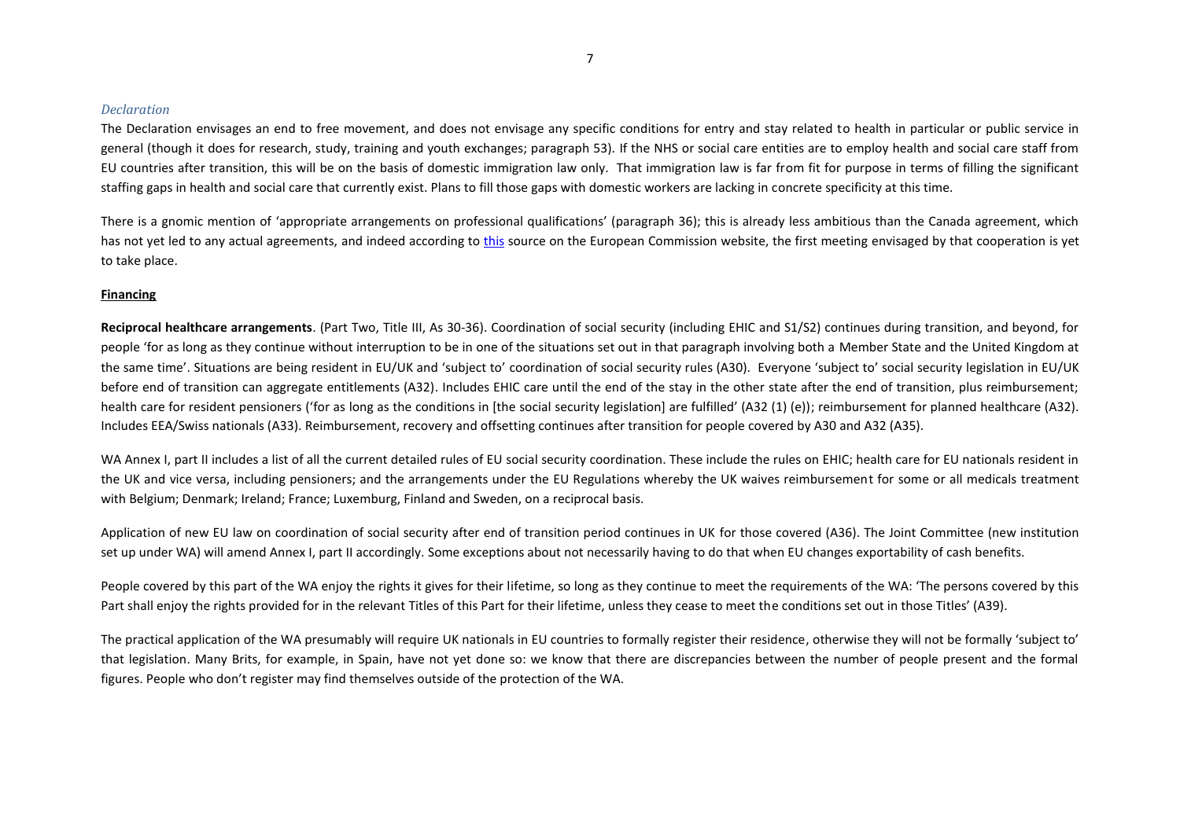### *Declaration*

The Declaration envisages an end to free movement, and does not envisage any specific conditions for entry and stay related to health in particular or public service in general (though it does for research, study, training and youth exchanges; paragraph 53). If the NHS or social care entities are to employ health and social care staff from EU countries after transition, this will be on the basis of domestic immigration law only. That immigration law is far from fit for purpose in terms of filling the significant staffing gaps in health and social care that currently exist. Plans to fill those gaps with domestic workers are lacking in concrete specificity at this time.

There is a gnomic mention of 'appropriate arrangements on professional qualifications' (paragraph 36); this is already less ambitious than the Canada agreement, which has not yet led to any actual agreements, and indeed according to [this] source on the European Commission website, the first meeting envisaged by that cooperation is yet to take place.

**Financing**

**Reciprocal healthcare arrangements**. (Part Two, Title III, As 30-36). Coordination of social security (including EHIC and S1/S2) continues during transition, and beyond, for people 'for as long as they continue without interruption to be in one of the situations set out in that paragraph involving both a Member State and the United Kingdom at the same time'. Situations are being resident in EU/UK and 'subject to' coordination of social security rules (A30). Everyone 'subject to' social security legislation in EU/UK before end of transition can aggregate entitlements (A32). Includes EHIC care until the end of the stay in the other state after the end of transition, plus reimbursement; health care for resident pensioners ('for as long as the conditions in [the social security legislation] are fulfilled' (A32 (1) (e)); reimbursement for planned healthcare (A32). Includes EEA/Swiss nationals (A33). Reimbursement, recovery and offsetting continues after transition for people covered by A30 and A32 (A35).

WA Annex I, part II includes a list of all the current detailed rules of EU social security coordination. These include the rules on EHIC; health care for EU nationals resident in the UK and vice versa, including pensioners; and the arrangements under the EU Regulations whereby the UK waives reimbursement for some or all medicals treatment with Belgium; Denmark; Ireland; France; Luxemburg, Finland and Sweden, on a reciprocal basis.

Application of new EU law on coordination of social security after end of transition period continues in UK for those covered (A36). The Joint Committee (new institution set up under WA) will amend Annex I, part II accordingly. Some exceptions about not necessarily having to do that when EU changes exportability of cash benefits.

People covered by this part of the WA enjoy the rights it gives for their lifetime, so long as they continue to meet the requirements of the WA: 'The persons covered by this Part shall enjoy the rights provided for in the relevant Titles of this Part for their lifetime, unless they cease to meet the conditions set out in those Titles' (A39).

The practical application of the WA presumably will require UK nationals in EU countries to formally register their residence, otherwise they will not be formally 'subject to' that legislation. Many Brits, for example, in Spain, have not yet done so: we know that there are discrepancies between the number of people present and the formal figures. People who don't register may find themselves outside of the protection of the WA.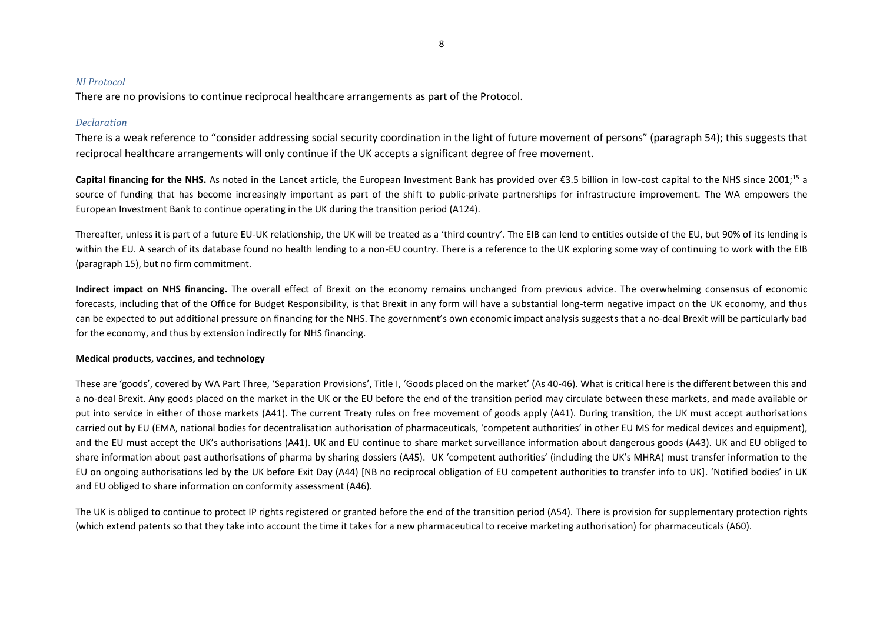*NI Protocol*

There are no provisions to continue reciprocal healthcare arrangements as part of the Protocol.

*Declaration*

There is a weak reference to "consider addressing social security coordination in the light of future movement of persons" (paragraph 54); this suggests that reciprocal healthcare arrangements will only continue if the UK accepts a significant degree of free movement.

**Capital financing for the NHS.** As noted in the Lancet article, the European Investment Bank has provided over €3.5 billion in low-cost capital to the NHS since 2001;[15] a source of funding that has become increasingly important as part of the shift to public-private partnerships for infrastructure improvement. The WA empowers the European Investment Bank to continue operating in the UK during the transition period (A124).

Thereafter, unless it is part of a future EU-UK relationship, the UK will be treated as a 'third country'. The EIB can lend to entities outside of the EU, but 90% of its lending is within the EU. A search of its database found no health lending to a non-EU country. There is a reference to the UK exploring some way of continuing to work with the EIB (paragraph 15), but no firm commitment.

**Indirect impact on NHS financing.** The overall effect of Brexit on the economy remains unchanged from previous advice. The overwhelming consensus of economic forecasts, including that of the Office for Budget Responsibility, is that Brexit in any form will have a substantial long-term negative impact on the UK economy, and thus can be expected to put additional pressure on financing for the NHS. The government's own economic impact analysis suggests that a no-deal Brexit will be particularly bad for the economy, and thus by extension indirectly for NHS financing.

**Medical products, vaccines, and technology**

These are 'goods', covered by WA Part Three, 'Separation Provisions', Title I, 'Goods placed on the market' (As 40-46). What is critical here is the different between this and a no-deal Brexit. Any goods placed on the market in the UK or the EU before the end of the transition period may circulate between these markets, and made available or put into service in either of those markets (A41). The current Treaty rules on free movement of goods apply (A41). During transition, the UK must accept authorisations carried out by EU (EMA, national bodies for decentralisation authorisation of pharmaceuticals, 'competent authorities' in other EU MS for medical devices and equipment), and the EU must accept the UK's authorisations (A41). UK and EU continue to share market surveillance information about dangerous goods (A43). UK and EU obliged to share information about past authorisations of pharma by sharing dossiers (A45). UK 'competent authorities' (including the UK's MHRA) must transfer information to the EU on ongoing authorisations led by the UK before Exit Day (A44) [NB no reciprocal obligation of EU competent authorities to transfer info to UK]. 'Notified bodies' in UK and EU obliged to share information on conformity assessment (A46).

The UK is obliged to continue to protect IP rights registered or granted before the end of the transition period (A54). There is provision for supplementary protection rights (which extend patents so that they take into account the time it takes for a new pharmaceutical to receive marketing authorisation) for pharmaceuticals (A60).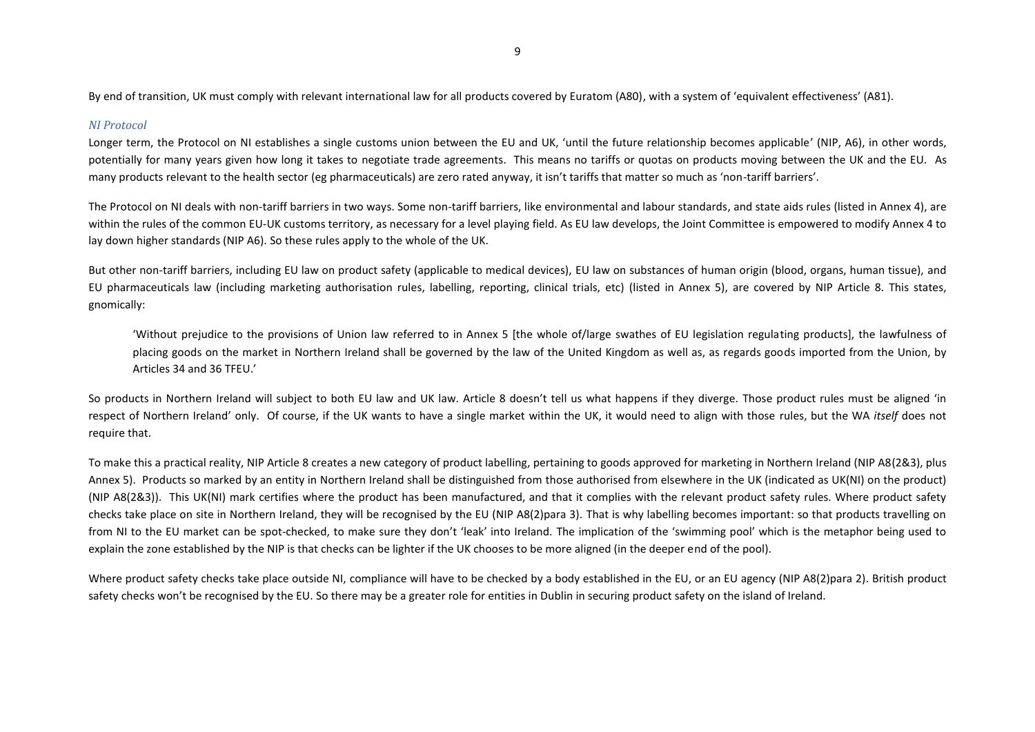By end of transition, UK must comply with relevant international law for all products covered by Euratom (A80), with a system of 'equivalent effectiveness' (A81).

### *NI Protocol*

Longer term, the Protocol on NI establishes a single customs union between the EU and UK, 'until the future relationship becomes applicable' (NIP, A6), in other words, potentially for many years given how long it takes to negotiate trade agreements. This means no tariffs or quotas on products moving between the UK and the EU. As many products relevant to the health sector (eg pharmaceuticals) are zero rated anyway, it isn't tariffs that matter so much as 'non-tariff barriers'.

The Protocol on NI deals with non-tariff barriers in two ways. Some non-tariff barriers, like environmental and labour standards, and state aids rules (listed in Annex 4), are within the rules of the common EU-UK customs territory, as necessary for a level playing field. As EU law develops, the Joint Committee is empowered to modify Annex 4 to lay down higher standards (NIP A6). So these rules apply to the whole of the UK.

But other non-tariff barriers, including EU law on product safety (applicable to medical devices), EU law on substances of human origin (blood, organs, human tissue), and EU pharmaceuticals law (including marketing authorisation rules, labelling, reporting, clinical trials, etc) (listed in Annex 5), are covered by NIP Article 8. This states, gnomically:

> 'Without prejudice to the provisions of Union law referred to in Annex 5 [the whole of/large swathes of EU legislation regulating products], the lawfulness of placing goods on the market in Northern Ireland shall be governed by the law of the United Kingdom as well as, as regards goods imported from the Union, by Articles 34 and 36 TFEU.'

So products in Northern Ireland will subject to both EU law and UK law. Article 8 doesn't tell us what happens if they diverge. Those product rules must be aligned 'in respect of Northern Ireland' only. Of course, if the UK wants to have a single market within the UK, it would need to align with those rules, but the WA *itself* does not require that.

To make this a practical reality, NIP Article 8 creates a new category of product labelling, pertaining to goods approved for marketing in Northern Ireland (NIP A8(2&3), plus Annex 5). Products so marked by an entity in Northern Ireland shall be distinguished from those authorised from elsewhere in the UK (indicated as UK(NI) on the product) (NIP A8(2&3)). This UK(NI) mark certifies where the product has been manufactured, and that it complies with the relevant product safety rules. Where product safety checks take place on site in Northern Ireland, they will be recognised by the EU (NIP A8(2)para 3). That is why labelling becomes important: so that products travelling on from NI to the EU market can be spot-checked, to make sure they don't 'leak' into Ireland. The implication of the 'swimming pool' which is the metaphor being used to explain the zone established by the NIP is that checks can be lighter if the UK chooses to be more aligned (in the deeper end of the pool).

Where product safety checks take place outside NI, compliance will have to be checked by a body established in the EU, or an EU agency (NIP A8(2)para 2). British product safety checks won't be recognised by the EU. So there may be a greater role for entities in Dublin in securing product safety on the island of Ireland.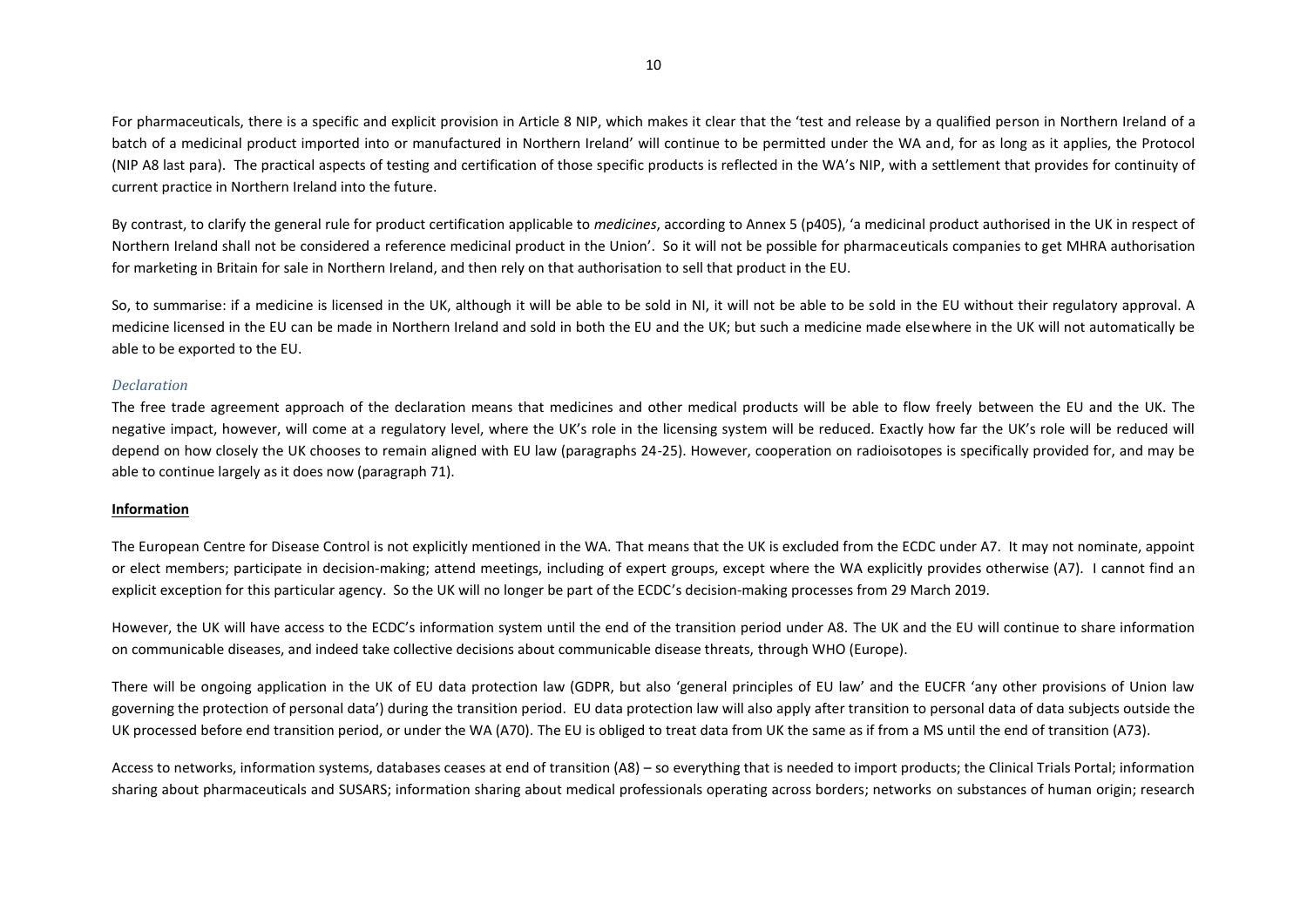For pharmaceuticals, there is a specific and explicit provision in Article 8 NIP, which makes it clear that the 'test and release by a qualified person in Northern Ireland of a batch of a medicinal product imported into or manufactured in Northern Ireland' will continue to be permitted under the WA and, for as long as it applies, the Protocol (NIP A8 last para). The practical aspects of testing and certification of those specific products is reflected in the WA's NIP, with a settlement that provides for continuity of current practice in Northern Ireland into the future.

By contrast, to clarify the general rule for product certification applicable to *medicines*, according to Annex 5 (p405), 'a medicinal product authorised in the UK in respect of Northern Ireland shall not be considered a reference medicinal product in the Union'. So it will not be possible for pharmaceuticals companies to get MHRA authorisation for marketing in Britain for sale in Northern Ireland, and then rely on that authorisation to sell that product in the EU.

So, to summarise: if a medicine is licensed in the UK, although it will be able to be sold in NI, it will not be able to be sold in the EU without their regulatory approval. A medicine licensed in the EU can be made in Northern Ireland and sold in both the EU and the UK; but such a medicine made elsewhere in the UK will not automatically be able to be exported to the EU.

### *Declaration*

The free trade agreement approach of the declaration means that medicines and other medical products will be able to flow freely between the EU and the UK. The negative impact, however, will come at a regulatory level, where the UK's role in the licensing system will be reduced. Exactly how far the UK's role will be reduced will depend on how closely the UK chooses to remain aligned with EU law (paragraphs 24-25). However, cooperation on radioisotopes is specifically provided for, and may be able to continue largely as it does now (paragraph 71).

## **Information**

The European Centre for Disease Control is not explicitly mentioned in the WA. That means that the UK is excluded from the ECDC under A7. It may not nominate, appoint or elect members; participate in decision-making; attend meetings, including of expert groups, except where the WA explicitly provides otherwise (A7). I cannot find an explicit exception for this particular agency. So the UK will no longer be part of the ECDC's decision-making processes from 29 March 2019.

However, the UK will have access to the ECDC's information system until the end of the transition period under A8. The UK and the EU will continue to share information on communicable diseases, and indeed take collective decisions about communicable disease threats, through WHO (Europe).

There will be ongoing application in the UK of EU data protection law (GDPR, but also 'general principles of EU law' and the EUCFR 'any other provisions of Union law governing the protection of personal data') during the transition period. EU data protection law will also apply after transition to personal data of data subjects outside the UK processed before end transition period, or under the WA (A70). The EU is obliged to treat data from UK the same as if from a MS until the end of transition (A73).

Access to networks, information systems, databases ceases at end of transition (A8) – so everything that is needed to import products; the Clinical Trials Portal; information sharing about pharmaceuticals and SUSARS; information sharing about medical professionals operating across borders; networks on substances of human origin; research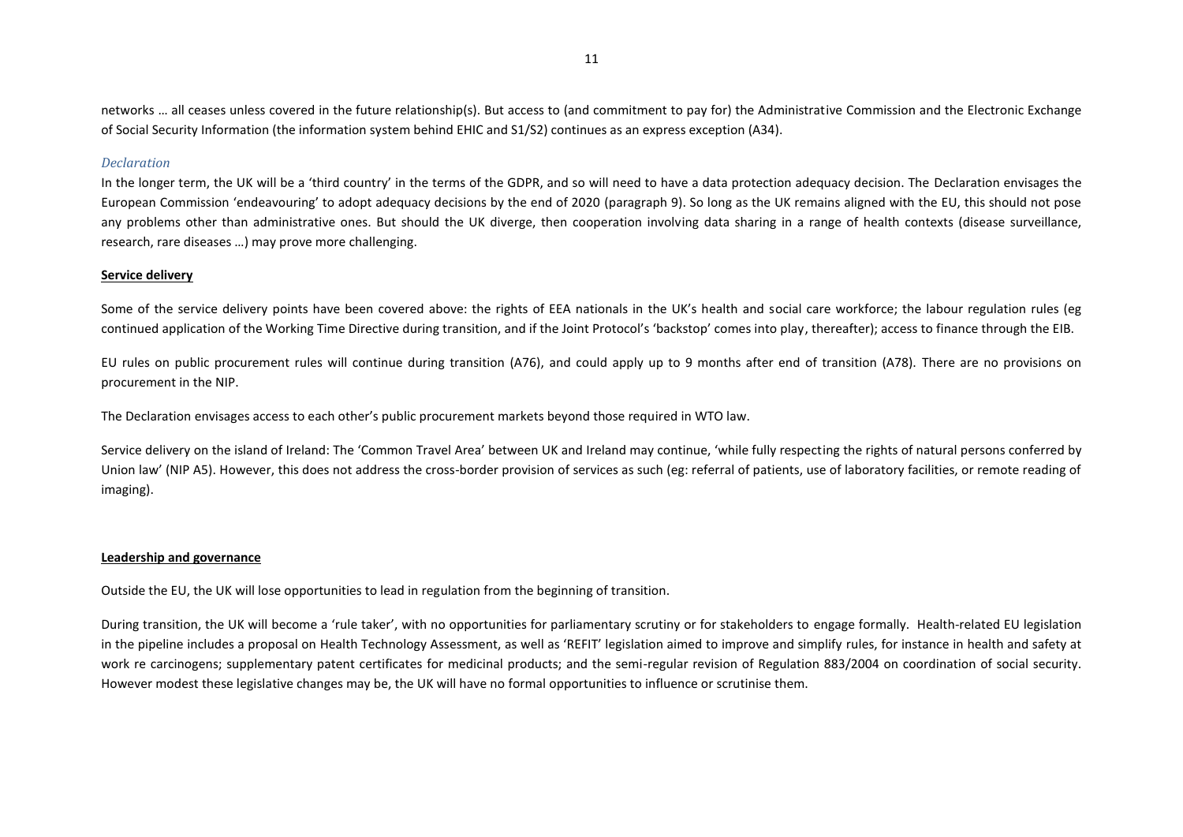networks … all ceases unless covered in the future relationship(s). But access to (and commitment to pay for) the Administrative Commission and the Electronic Exchange of Social Security Information (the information system behind EHIC and S1/S2) continues as an express exception (A34).

*Declaration*

In the longer term, the UK will be a 'third country' in the terms of the GDPR, and so will need to have a data protection adequacy decision. The Declaration envisages the European Commission 'endeavouring' to adopt adequacy decisions by the end of 2020 (paragraph 9). So long as the UK remains aligned with the EU, this should not pose any problems other than administrative ones. But should the UK diverge, then cooperation involving data sharing in a range of health contexts (disease surveillance, research, rare diseases …) may prove more challenging.

**Service delivery**

Some of the service delivery points have been covered above: the rights of EEA nationals in the UK's health and social care workforce; the labour regulation rules (eg continued application of the Working Time Directive during transition, and if the Joint Protocol's 'backstop' comes into play, thereafter); access to finance through the EIB.

EU rules on public procurement rules will continue during transition (A76), and could apply up to 9 months after end of transition (A78). There are no provisions on procurement in the NIP.

The Declaration envisages access to each other's public procurement markets beyond those required in WTO law.

Service delivery on the island of Ireland: The 'Common Travel Area' between UK and Ireland may continue, 'while fully respecting the rights of natural persons conferred by Union law' (NIP A5). However, this does not address the cross-border provision of services as such (eg: referral of patients, use of laboratory facilities, or remote reading of imaging).

**Leadership and governance**

Outside the EU, the UK will lose opportunities to lead in regulation from the beginning of transition.

During transition, the UK will become a 'rule taker', with no opportunities for parliamentary scrutiny or for stakeholders to engage formally. Health-related EU legislation in the pipeline includes a proposal on Health Technology Assessment, as well as 'REFIT' legislation aimed to improve and simplify rules, for instance in health and safety at work re carcinogens; supplementary patent certificates for medicinal products; and the semi-regular revision of Regulation 883/2004 on coordination of social security. However modest these legislative changes may be, the UK will have no formal opportunities to influence or scrutinise them.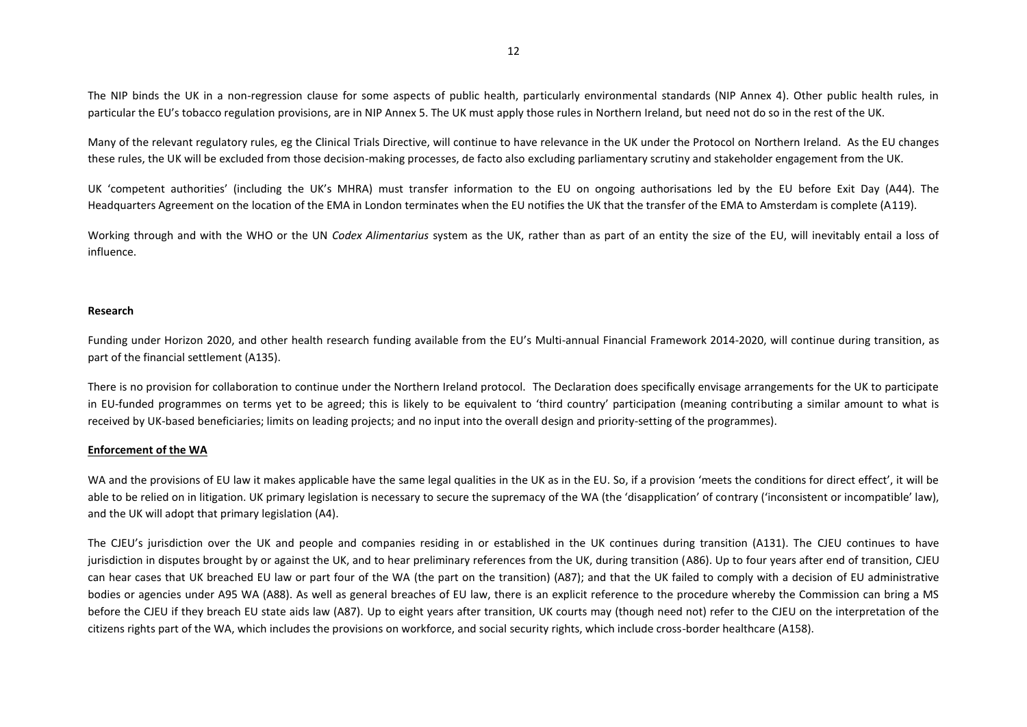The NIP binds the UK in a non-regression clause for some aspects of public health, particularly environmental standards (NIP Annex 4). Other public health rules, in particular the EU's tobacco regulation provisions, are in NIP Annex 5. The UK must apply those rules in Northern Ireland, but need not do so in the rest of the UK.

Many of the relevant regulatory rules, eg the Clinical Trials Directive, will continue to have relevance in the UK under the Protocol on Northern Ireland. As the EU changes these rules, the UK will be excluded from those decision-making processes, de facto also excluding parliamentary scrutiny and stakeholder engagement from the UK.

UK 'competent authorities' (including the UK's MHRA) must transfer information to the EU on ongoing authorisations led by the EU before Exit Day (A44). The Headquarters Agreement on the location of the EMA in London terminates when the EU notifies the UK that the transfer of the EMA to Amsterdam is complete (A119).

Working through and with the WHO or the UN *Codex Alimentarius* system as the UK, rather than as part of an entity the size of the EU, will inevitably entail a loss of influence.

**Research**

Funding under Horizon 2020, and other health research funding available from the EU's Multi-annual Financial Framework 2014-2020, will continue during transition, as part of the financial settlement (A135).

There is no provision for collaboration to continue under the Northern Ireland protocol. The Declaration does specifically envisage arrangements for the UK to participate in EU-funded programmes on terms yet to be agreed; this is likely to be equivalent to 'third country' participation (meaning contributing a similar amount to what is received by UK-based beneficiaries; limits on leading projects; and no input into the overall design and priority-setting of the programmes).

**Enforcement of the WA**

WA and the provisions of EU law it makes applicable have the same legal qualities in the UK as in the EU. So, if a provision 'meets the conditions for direct effect', it will be able to be relied on in litigation. UK primary legislation is necessary to secure the supremacy of the WA (the 'disapplication' of contrary ('inconsistent or incompatible' law), and the UK will adopt that primary legislation (A4).

The CJEU's jurisdiction over the UK and people and companies residing in or established in the UK continues during transition (A131). The CJEU continues to have jurisdiction in disputes brought by or against the UK, and to hear preliminary references from the UK, during transition (A86). Up to four years after end of transition, CJEU can hear cases that UK breached EU law or part four of the WA (the part on the transition) (A87); and that the UK failed to comply with a decision of EU administrative bodies or agencies under A95 WA (A88). As well as general breaches of EU law, there is an explicit reference to the procedure whereby the Commission can bring a MS before the CJEU if they breach EU state aids law (A87). Up to eight years after transition, UK courts may (though need not) refer to the CJEU on the interpretation of the citizens rights part of the WA, which includes the provisions on workforce, and social security rights, which include cross-border healthcare (A158).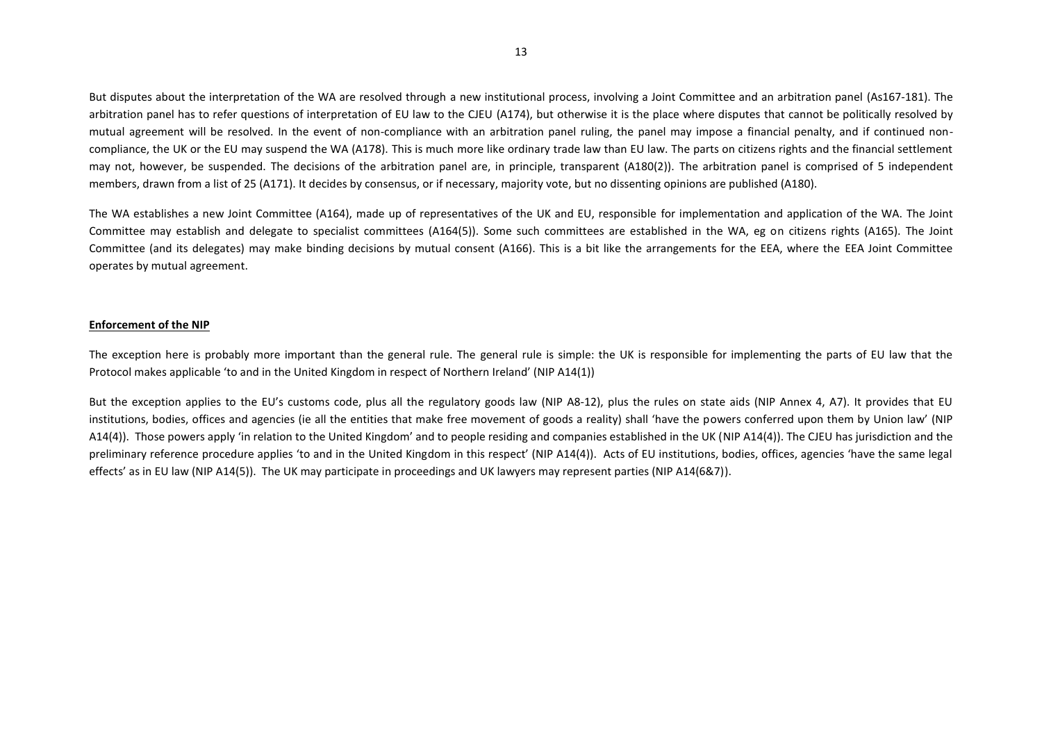But disputes about the interpretation of the WA are resolved through a new institutional process, involving a Joint Committee and an arbitration panel (As167-181). The arbitration panel has to refer questions of interpretation of EU law to the CJEU (A174), but otherwise it is the place where disputes that cannot be politically resolved by mutual agreement will be resolved. In the event of non-compliance with an arbitration panel ruling, the panel may impose a financial penalty, and if continued non-compliance, the UK or the EU may suspend the WA (A178). This is much more like ordinary trade law than EU law. The parts on citizens rights and the financial settlement may not, however, be suspended. The decisions of the arbitration panel are, in principle, transparent (A180(2)). The arbitration panel is comprised of 5 independent members, drawn from a list of 25 (A171). It decides by consensus, or if necessary, majority vote, but no dissenting opinions are published (A180).

The WA establishes a new Joint Committee (A164), made up of representatives of the UK and EU, responsible for implementation and application of the WA. The Joint Committee may establish and delegate to specialist committees (A164(5)). Some such committees are established in the WA, eg on citizens rights (A165). The Joint Committee (and its delegates) may make binding decisions by mutual consent (A166). This is a bit like the arrangements for the EEA, where the EEA Joint Committee operates by mutual agreement.

**Enforcement of the NIP**

The exception here is probably more important than the general rule. The general rule is simple: the UK is responsible for implementing the parts of EU law that the Protocol makes applicable 'to and in the United Kingdom in respect of Northern Ireland' (NIP A14(1))

But the exception applies to the EU's customs code, plus all the regulatory goods law (NIP A8-12), plus the rules on state aids (NIP Annex 4, A7). It provides that EU institutions, bodies, offices and agencies (ie all the entities that make free movement of goods a reality) shall 'have the powers conferred upon them by Union law' (NIP A14(4)). Those powers apply 'in relation to the United Kingdom' and to people residing and companies established in the UK (NIP A14(4)). The CJEU has jurisdiction and the preliminary reference procedure applies 'to and in the United Kingdom in this respect' (NIP A14(4)). Acts of EU institutions, bodies, offices, agencies 'have the same legal effects' as in EU law (NIP A14(5)). The UK may participate in proceedings and UK lawyers may represent parties (NIP A14(6&7)).